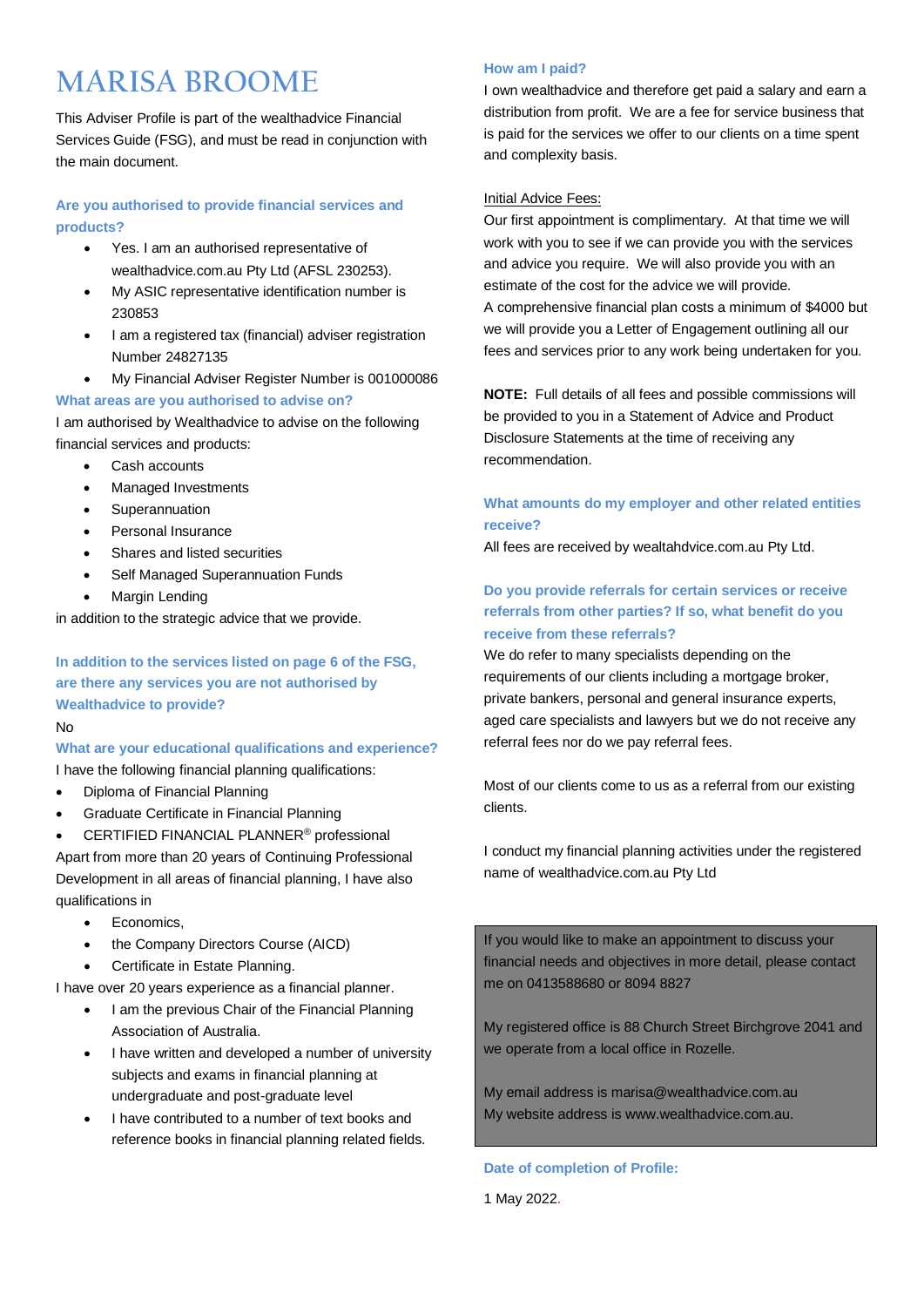# MARISA BROOME

This Adviser Profile is part of the wealthadvice Financial Services Guide (FSG), and must be read in conjunction with the main document.

### Are you authorised to provide financial services and products?

- Yes. I am an authorised representative of wealthadvice.com.au Pty Ltd (AFSL 230253).
- My ASIC representative identification number is 230853
- I am a registered tax (financial) adviser registration Number 24827135
- My Financial Adviser Register Number is 001000086

### What areas are you authorised to advise on?

I am authorised by Wealthadvice to advise on the following financial services and products:

- Cash accounts
- Managed Investments
- Superannuation
- Personal Insurance
- Shares and listed securities
- Self Managed Superannuation Funds
- Margin Lending

in addition to the strategic advice that we provide.

### In addition to the services listed on page 6 of the FSG, are there any services you are not authorised by Wealthadvice to provide?

No

### What are your educational qualifications and experience?

I have the following financial planning qualifications:

- Diploma of Financial Planning
- Graduate Certificate in Financial Planning
- CERTIFIED FINANCIAL PLANNER® professional

Apart from more than 20 years of Continuing Professional Development in all areas of financial planning, I have also qualifications in

- Economics,
- the Company Directors Course (AICD)
- Certificate in Estate Planning.

I have over 20 years experience as a financial planner.

- I am the previous Chair of the Financial Planning Association of Australia.
- I have written and developed a number of university subjects and exams in financial planning at undergraduate and post-graduate level
- I have contributed to a number of text books and reference books in financial planning related fields.

### How am I paid?

I own wealthadvice and therefore get paid a salary and earn a distribution from profit. We are a fee for service business that is paid for the services we offer to our clients on a time spent and complexity basis.

Initial Advice Fees:

Our first appointment is complimentary. At that time we will work with you to see if we can provide you with the services and advice you require. We will also provide you with an estimate of the cost for the advice we will provide.

A comprehensive financial plan costs a minimum of $4000 but we will provide you a Letter of Engagement outlining all our fees and services prior to any work being undertaken for you.

**NOTE:** Full details of all fees and possible commissions will be provided to you in a Statement of Advice and Product Disclosure Statements at the time of receiving any recommendation.

### What amounts do my employer and other related entities receive?

All fees are received by wealtahdvice.com.au Pty Ltd.

### Do you provide referrals for certain services or receive referrals from other parties? If so, what benefit do you receive from these referrals?

We do refer to many specialists depending on the requirements of our clients including a mortgage broker, private bankers, personal and general insurance experts, aged care specialists and lawyers but we do not receive any referral fees nor do we pay referral fees.

Most of our clients come to us as a referral from our existing clients.

I conduct my financial planning activities under the registered name of wealthadvice.com.au Pty Ltd

If you would like to make an appointment to discuss your financial needs and objectives in more detail, please contact me on 0413588680 or 8094 8827

My registered office is 88 Church Street Birchgrove 2041 and we operate from a local office in Rozelle.

My email address is marisa@wealthadvice.com.au
My website address is www.wealthadvice.com.au.

### Date of completion of Profile:

1 May 2022.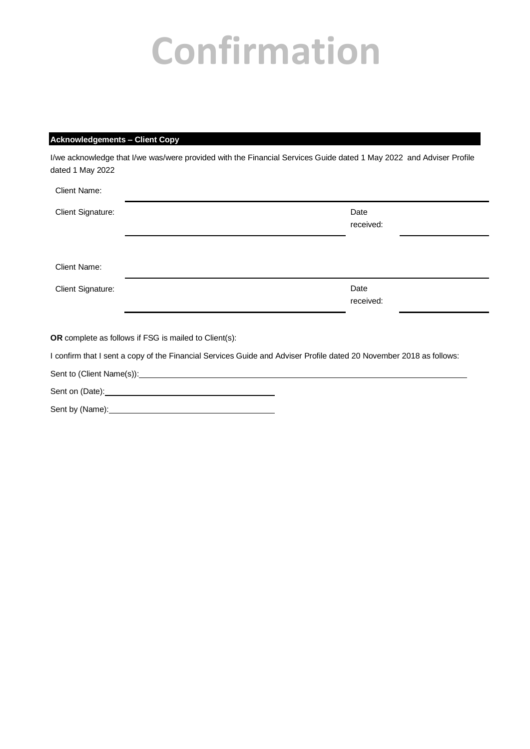# Confirmation

**Acknowledgements – Client Copy**

I/we acknowledge that I/we was/were provided with the Financial Services Guide dated 1 May 2022 and Adviser Profile dated 1 May 2022

Client Name: ______________________________

Client Signature: ______________________________ Date received: ______________

Client Name: ______________________________

Client Signature: ______________________________ Date received: ______________

**OR** complete as follows if FSG is mailed to Client(s):

I confirm that I sent a copy of the Financial Services Guide and Adviser Profile dated 20 November 2018 as follows:

Sent to (Client Name(s)): ______________________________

Sent on (Date): ______________________________

Sent by (Name): ______________________________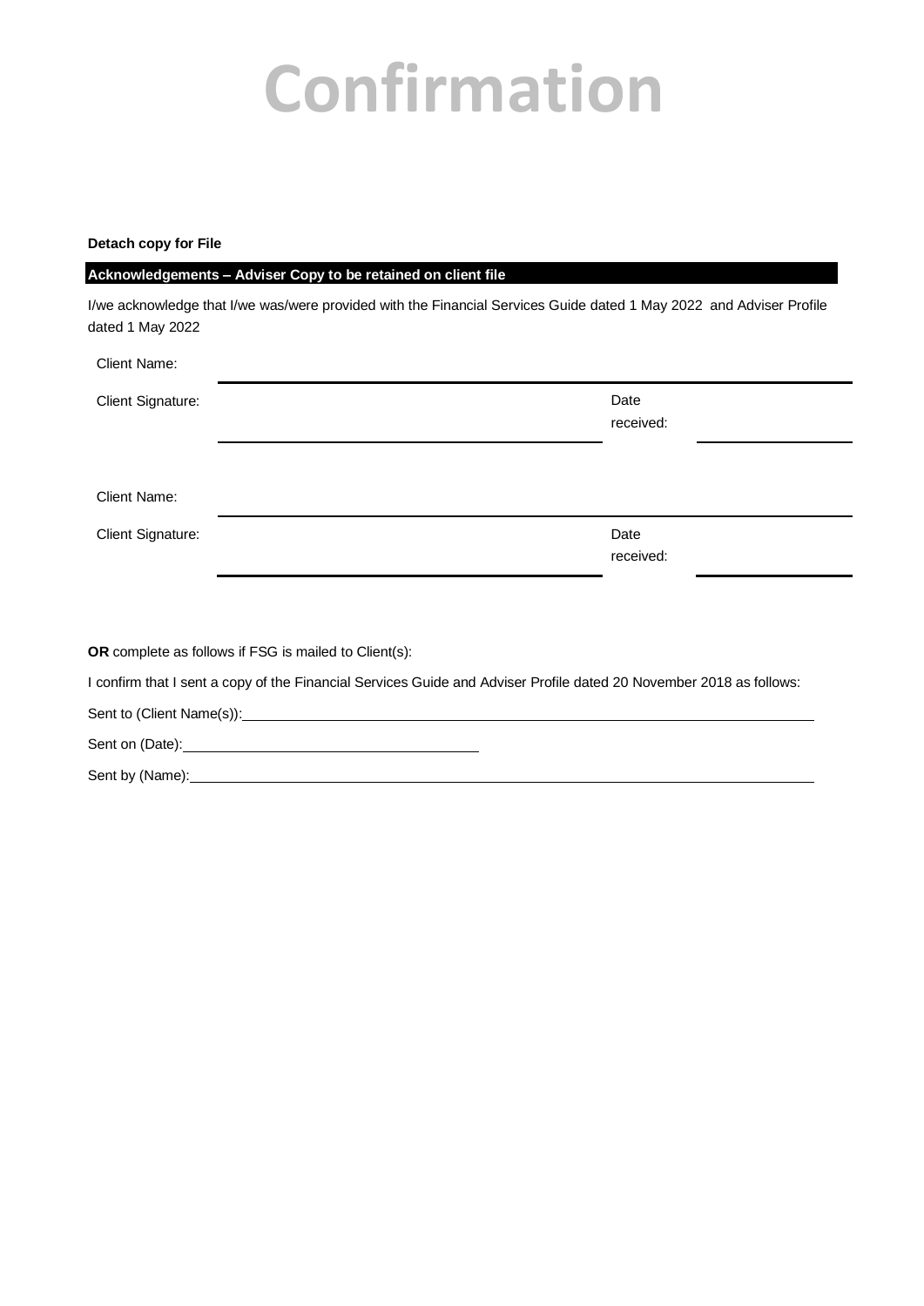# Confirmation

**Detach copy for File**

**Acknowledgements – Adviser Copy to be retained on client file**

I/we acknowledge that I/we was/were provided with the Financial Services Guide dated 1 May 2022 and Adviser Profile dated 1 May 2022

Client Name: ______________________________

Client Signature: ______________________________ Date received: ____________

Client Name: ______________________________

Client Signature: ______________________________ Date received: ____________

**OR** complete as follows if FSG is mailed to Client(s):

I confirm that I sent a copy of the Financial Services Guide and Adviser Profile dated 20 November 2018 as follows:

Sent to (Client Name(s)): ______________________________

Sent on (Date): ______________________________

Sent by (Name): ______________________________